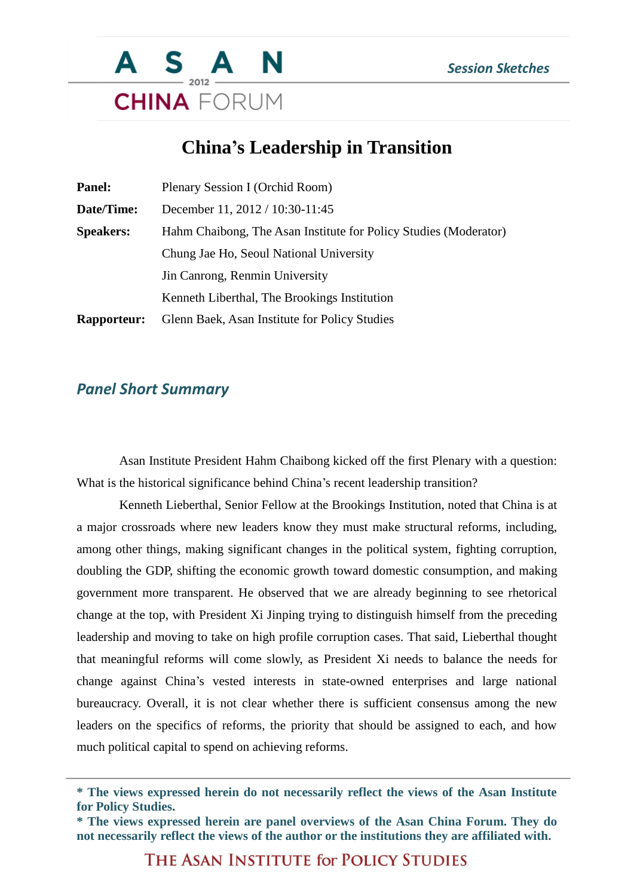# China's Leadership in Transition

| | |
|---|---|
| **Panel:** | Plenary Session I (Orchid Room) |
| **Date/Time:** | December 11, 2012 / 10:30-11:45 |
| **Speakers:** | Hahm Chaibong, The Asan Institute for Policy Studies (Moderator) |
| | Chung Jae Ho, Seoul National University |
| | Jin Canrong, Renmin University |
| | Kenneth Liberthal, The Brookings Institution |
| **Rapporteur:** | Glenn Baek, Asan Institute for Policy Studies |

## *Panel Short Summary*

Asan Institute President Hahm Chaibong kicked off the first Plenary with a question: What is the historical significance behind China's recent leadership transition?

Kenneth Lieberthal, Senior Fellow at the Brookings Institution, noted that China is at a major crossroads where new leaders know they must make structural reforms, including, among other things, making significant changes in the political system, fighting corruption, doubling the GDP, shifting the economic growth toward domestic consumption, and making government more transparent. He observed that we are already beginning to see rhetorical change at the top, with President Xi Jinping trying to distinguish himself from the preceding leadership and moving to take on high profile corruption cases. That said, Lieberthal thought that meaningful reforms will come slowly, as President Xi needs to balance the needs for change against China's vested interests in state-owned enterprises and large national bureaucracy. Overall, it is not clear whether there is sufficient consensus among the new leaders on the specifics of reforms, the priority that should be assigned to each, and how much political capital to spend on achieving reforms.

**\* The views expressed herein do not necessarily reflect the views of the Asan Institute for Policy Studies.**
**\* The views expressed herein are panel overviews of the Asan China Forum. They do not necessarily reflect the views of the author or the institutions they are affiliated with.**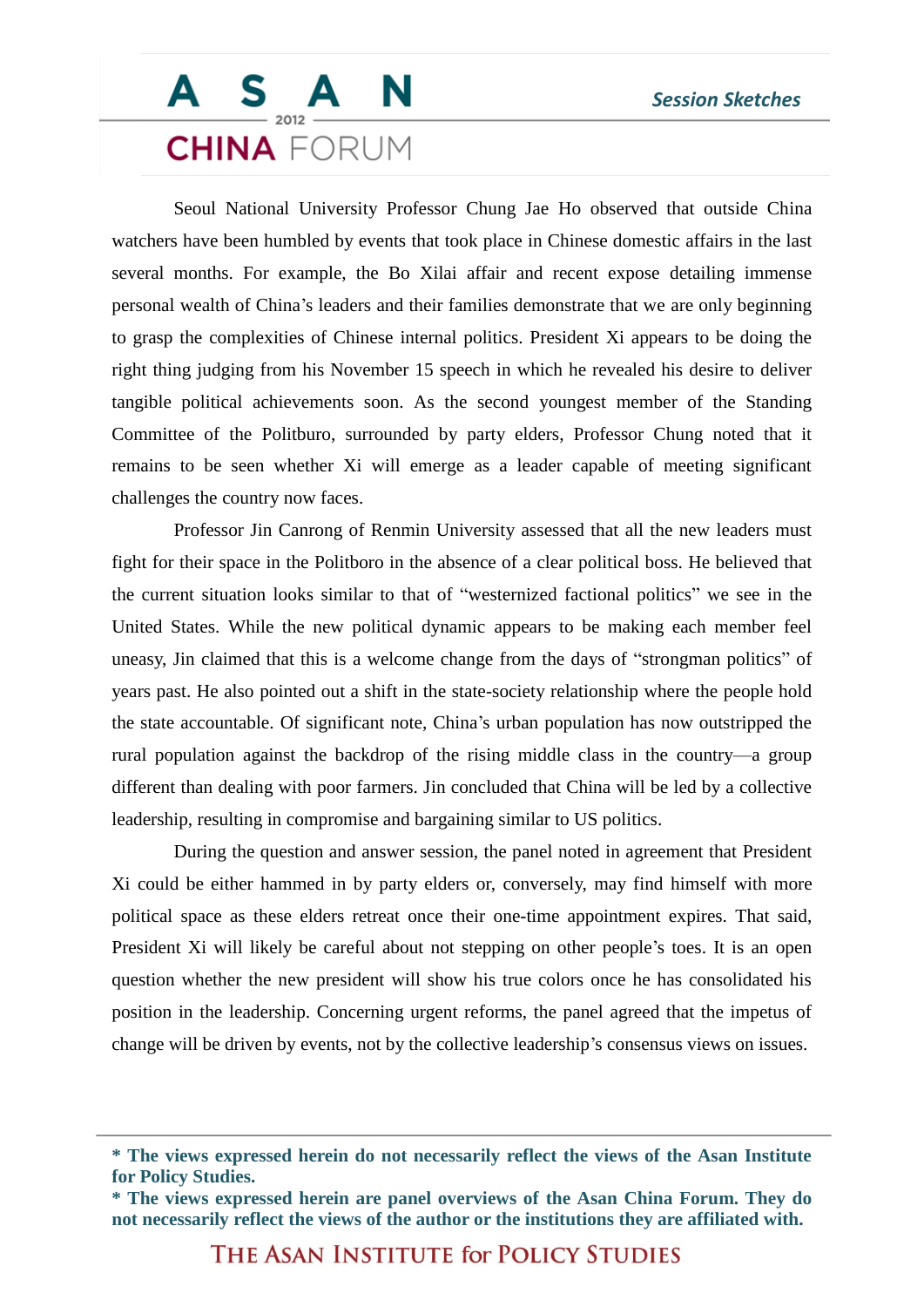Seoul National University Professor Chung Jae Ho observed that outside China watchers have been humbled by events that took place in Chinese domestic affairs in the last several months. For example, the Bo Xilai affair and recent expose detailing immense personal wealth of China's leaders and their families demonstrate that we are only beginning to grasp the complexities of Chinese internal politics. President Xi appears to be doing the right thing judging from his November 15 speech in which he revealed his desire to deliver tangible political achievements soon. As the second youngest member of the Standing Committee of the Politburo, surrounded by party elders, Professor Chung noted that it remains to be seen whether Xi will emerge as a leader capable of meeting significant challenges the country now faces.

Professor Jin Canrong of Renmin University assessed that all the new leaders must fight for their space in the Politboro in the absence of a clear political boss. He believed that the current situation looks similar to that of "westernized factional politics" we see in the United States. While the new political dynamic appears to be making each member feel uneasy, Jin claimed that this is a welcome change from the days of "strongman politics" of years past. He also pointed out a shift in the state-society relationship where the people hold the state accountable. Of significant note, China's urban population has now outstripped the rural population against the backdrop of the rising middle class in the country—a group different than dealing with poor farmers. Jin concluded that China will be led by a collective leadership, resulting in compromise and bargaining similar to US politics.

During the question and answer session, the panel noted in agreement that President Xi could be either hammed in by party elders or, conversely, may find himself with more political space as these elders retreat once their one-time appointment expires. That said, President Xi will likely be careful about not stepping on other people's toes. It is an open question whether the new president will show his true colors once he has consolidated his position in the leadership. Concerning urgent reforms, the panel agreed that the impetus of change will be driven by events, not by the collective leadership's consensus views on issues.

**\* The views expressed herein do not necessarily reflect the views of the Asan Institute for Policy Studies.**

**\* The views expressed herein are panel overviews of the Asan China Forum. They do not necessarily reflect the views of the author or the institutions they are affiliated with.**